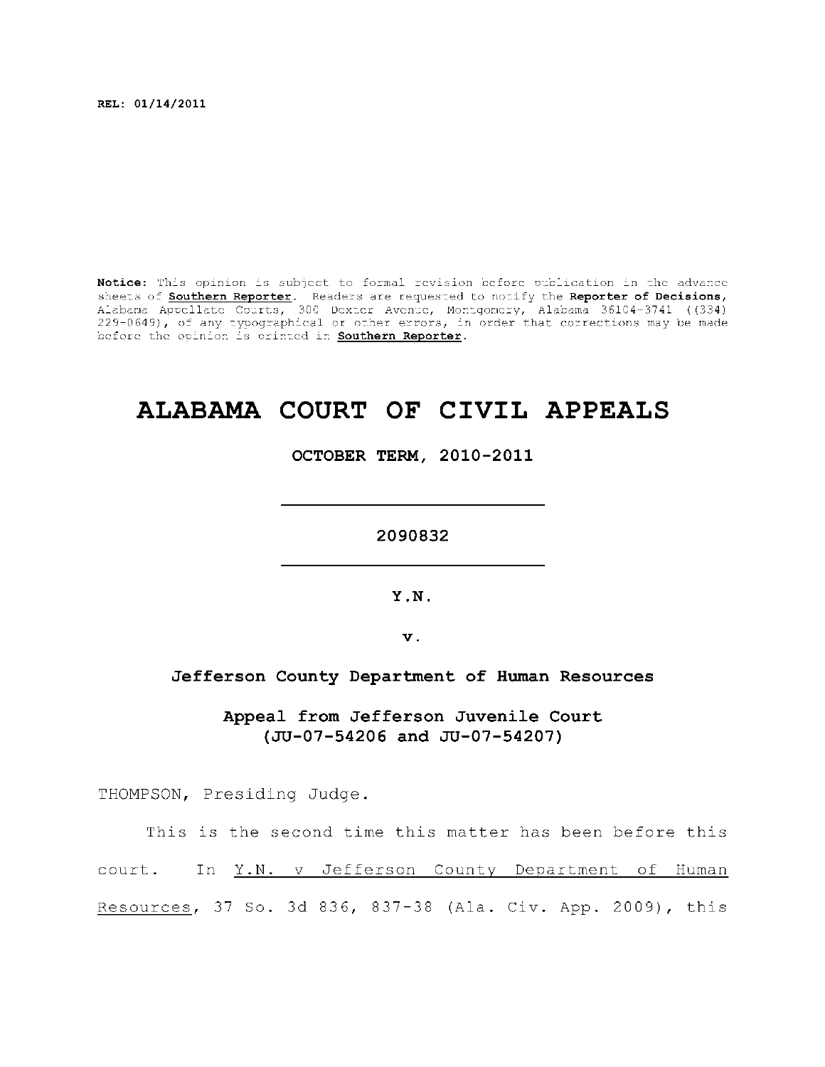REL: 01/14/2011

**Notice:** This opinion is subject to formal revision before publication in the advance sheets of **Southern Reporter**. Readers are requested to notify the **Reporter of Decisions**, Alabama Appellate Courts, 300 Dexter Avenue, Montgomery, Alabama 36104-3741 ((334) 229-0649), of any typographical or other errors, in order that corrections may be made before the opinion is printed in **Southern Reporter**.

# ALABAMA COURT OF CIVIL APPEALS

**OCTOBER TERM, 2010-2011**

---

**2090832**

---

**Y.N.**

**v.**

**Jefferson County Department of Human Resources**

**Appeal from Jefferson Juvenile Court**
**(JU-07-54206 and JU-07-54207)**

THOMPSON, Presiding Judge.

This is the second time this matter has been before this court. In Y.N. v Jefferson County Department of Human Resources, 37 So. 3d 836, 837-38 (Ala. Civ. App. 2009), this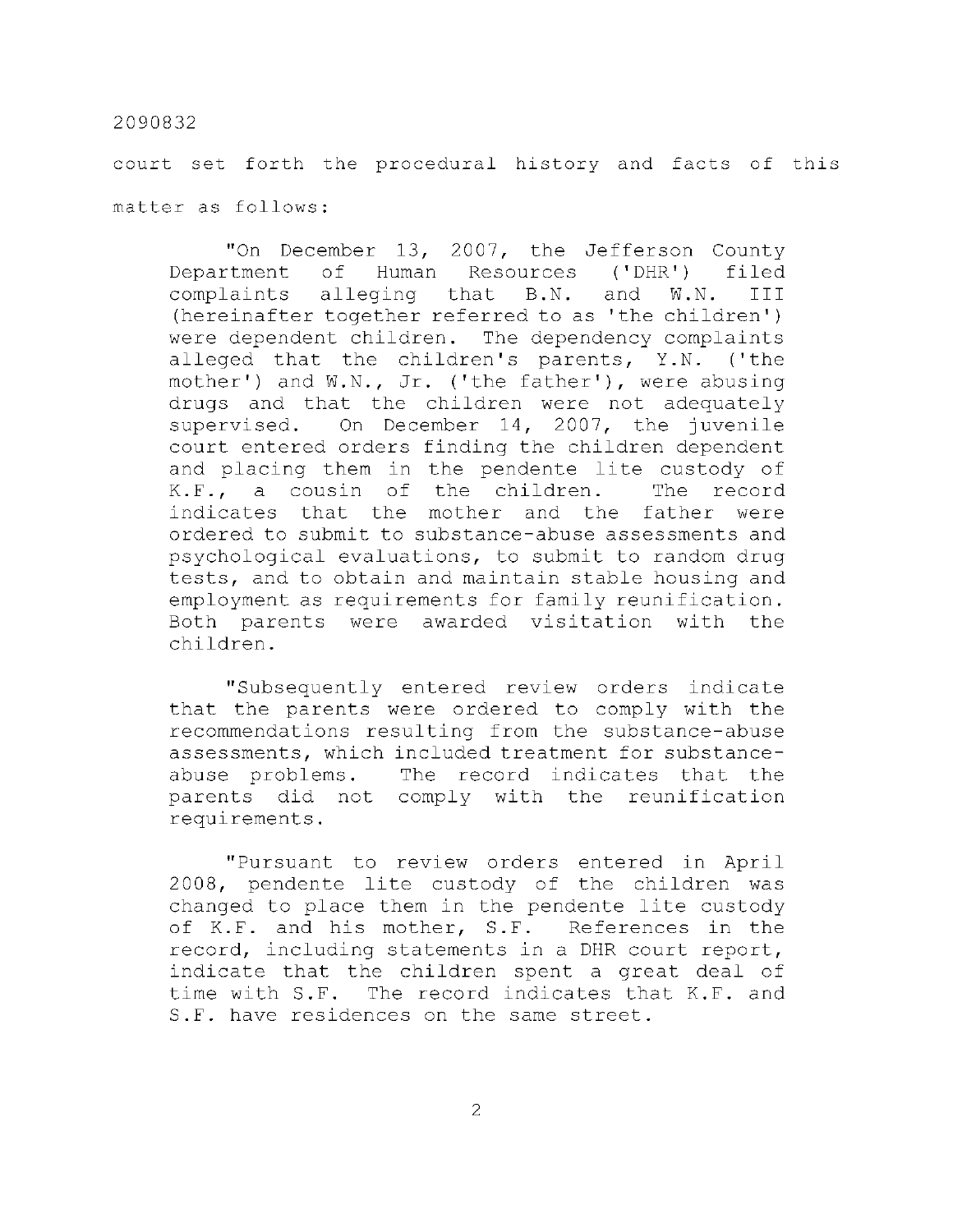court set forth the procedural history and facts of this matter as follows:

> "On December 13, 2007, the Jefferson County Department of Human Resources ('DHR') filed complaints alleging that B.N. and W.N. III (hereinafter together referred to as 'the children') were dependent children. The dependency complaints alleged that the children's parents, Y.N. ('the mother') and W.N., Jr. ('the father'), were abusing drugs and that the children were not adequately supervised. On December 14, 2007, the juvenile court entered orders finding the children dependent and placing them in the pendente lite custody of K.F., a cousin of the children. The record indicates that the mother and the father were ordered to submit to substance-abuse assessments and psychological evaluations, to submit to random drug tests, and to obtain and maintain stable housing and employment as requirements for family reunification. Both parents were awarded visitation with the children.
>
> "Subsequently entered review orders indicate that the parents were ordered to comply with the recommendations resulting from the substance-abuse assessments, which included treatment for substance-abuse problems. The record indicates that the parents did not comply with the reunification requirements.
>
> "Pursuant to review orders entered in April 2008, pendente lite custody of the children was changed to place them in the pendente lite custody of K.F. and his mother, S.F. References in the record, including statements in a DHR court report, indicate that the children spent a great deal of time with S.F. The record indicates that K.F. and S.F. have residences on the same street.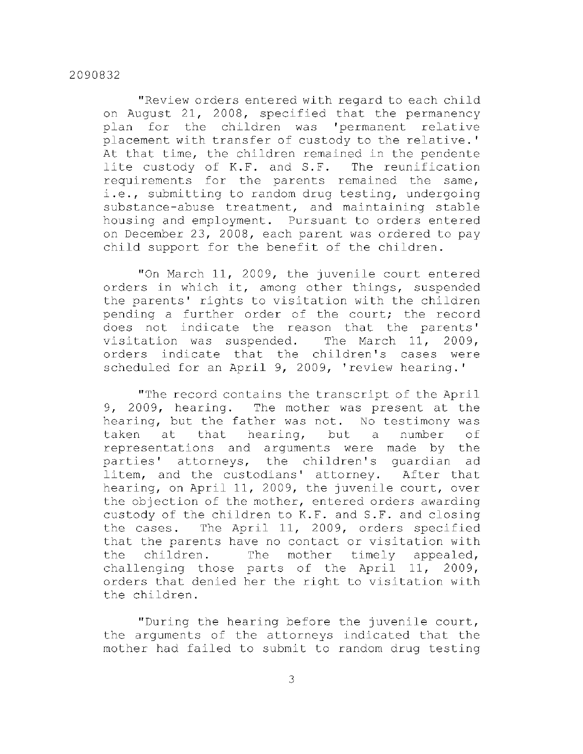"Review orders entered with regard to each child on August 21, 2008, specified that the permanency plan for the children was 'permanent relative placement with transfer of custody to the relative.' At that time, the children remained in the pendente lite custody of K.F. and S.F. The reunification requirements for the parents remained the same, i.e., submitting to random drug testing, undergoing substance-abuse treatment, and maintaining stable housing and employment. Pursuant to orders entered on December 23, 2008, each parent was ordered to pay child support for the benefit of the children.

"On March 11, 2009, the juvenile court entered orders in which it, among other things, suspended the parents' rights to visitation with the children pending a further order of the court; the record does not indicate the reason that the parents' visitation was suspended. The March 11, 2009, orders indicate that the children's cases were scheduled for an April 9, 2009, 'review hearing.'

"The record contains the transcript of the April 9, 2009, hearing. The mother was present at the hearing, but the father was not. No testimony was taken at that hearing, but a number of representations and arguments were made by the parties' attorneys, the children's guardian ad litem, and the custodians' attorney. After that hearing, on April 11, 2009, the juvenile court, over the objection of the mother, entered orders awarding custody of the children to K.F. and S.F. and closing the cases. The April 11, 2009, orders specified that the parents have no contact or visitation with the children. The mother timely appealed, challenging those parts of the April 11, 2009, orders that denied her the right to visitation with the children.

"During the hearing before the juvenile court, the arguments of the attorneys indicated that the mother had failed to submit to random drug testing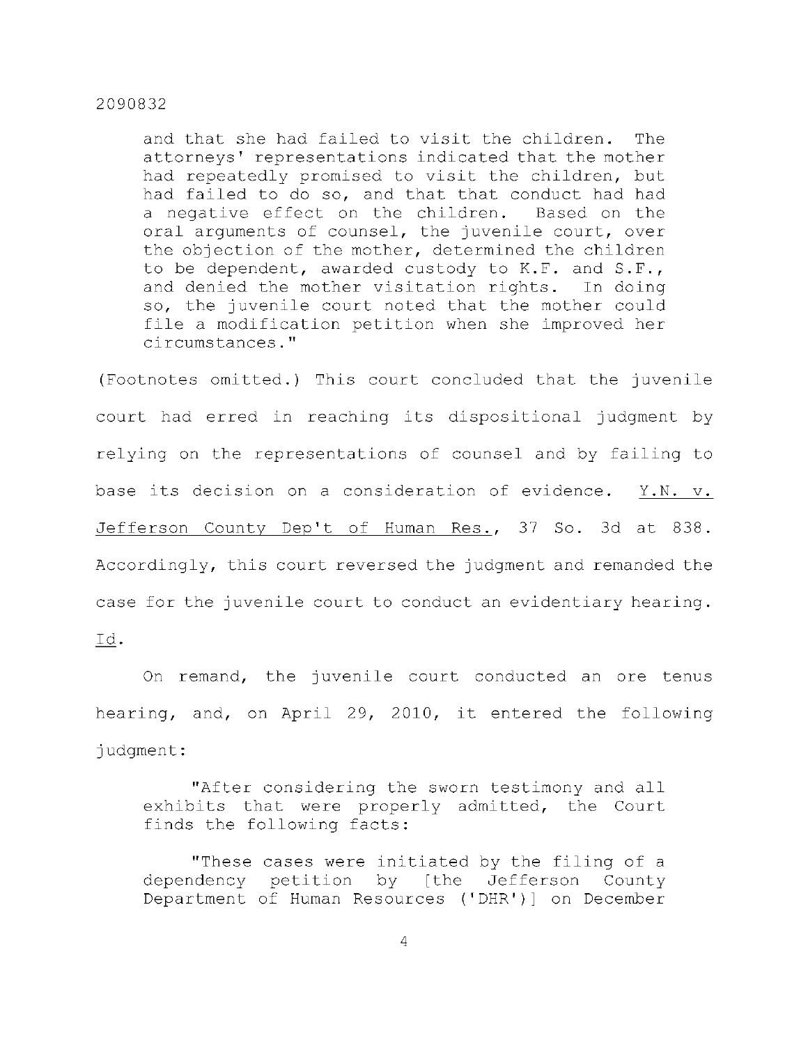> and that she had failed to visit the children. The attorneys' representations indicated that the mother had repeatedly promised to visit the children, but had failed to do so, and that that conduct had had a negative effect on the children. Based on the oral arguments of counsel, the juvenile court, over the objection of the mother, determined the children to be dependent, awarded custody to K.F. and S.F., and denied the mother visitation rights. In doing so, the juvenile court noted that the mother could file a modification petition when she improved her circumstances."

(Footnotes omitted.) This court concluded that the juvenile court had erred in reaching its dispositional judgment by relying on the representations of counsel and by failing to base its decision on a consideration of evidence. Y.N. v. Jefferson County Dep't of Human Res., 37 So. 3d at 838. Accordingly, this court reversed the judgment and remanded the case for the juvenile court to conduct an evidentiary hearing. Id.

On remand, the juvenile court conducted an ore tenus hearing, and, on April 29, 2010, it entered the following judgment:

> "After considering the sworn testimony and all exhibits that were properly admitted, the Court finds the following facts:
>
> "These cases were initiated by the filing of a dependency petition by [the Jefferson County Department of Human Resources ('DHR')] on December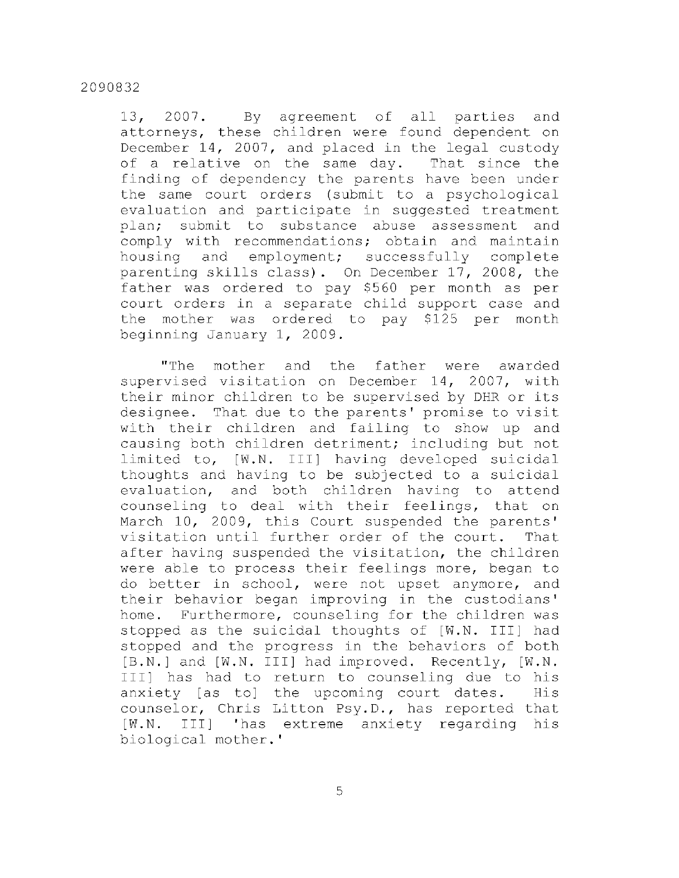13, 2007. By agreement of all parties and attorneys, these children were found dependent on December 14, 2007, and placed in the legal custody of a relative on the same day. That since the finding of dependency the parents have been under the same court orders (submit to a psychological evaluation and participate in suggested treatment plan; submit to substance abuse assessment and comply with recommendations; obtain and maintain housing and employment; successfully complete parenting skills class). On December 17, 2008, the father was ordered to pay $560 per month as per court orders in a separate child support case and the mother was ordered to pay $125 per month beginning January 1, 2009.

"The mother and the father were awarded supervised visitation on December 14, 2007, with their minor children to be supervised by DHR or its designee. That due to the parents' promise to visit with their children and failing to show up and causing both children detriment; including but not limited to, [W.N. III] having developed suicidal thoughts and having to be subjected to a suicidal evaluation, and both children having to attend counseling to deal with their feelings, that on March 10, 2009, this Court suspended the parents' visitation until further order of the court. That after having suspended the visitation, the children were able to process their feelings more, began to do better in school, were not upset anymore, and their behavior began improving in the custodians' home. Furthermore, counseling for the children was stopped as the suicidal thoughts of [W.N. III] had stopped and the progress in the behaviors of both [B.N.] and [W.N. III] had improved. Recently, [W.N. III] has had to return to counseling due to his anxiety [as to] the upcoming court dates. His counselor, Chris Litton Psy.D., has reported that [W.N. III] 'has extreme anxiety regarding his biological mother.'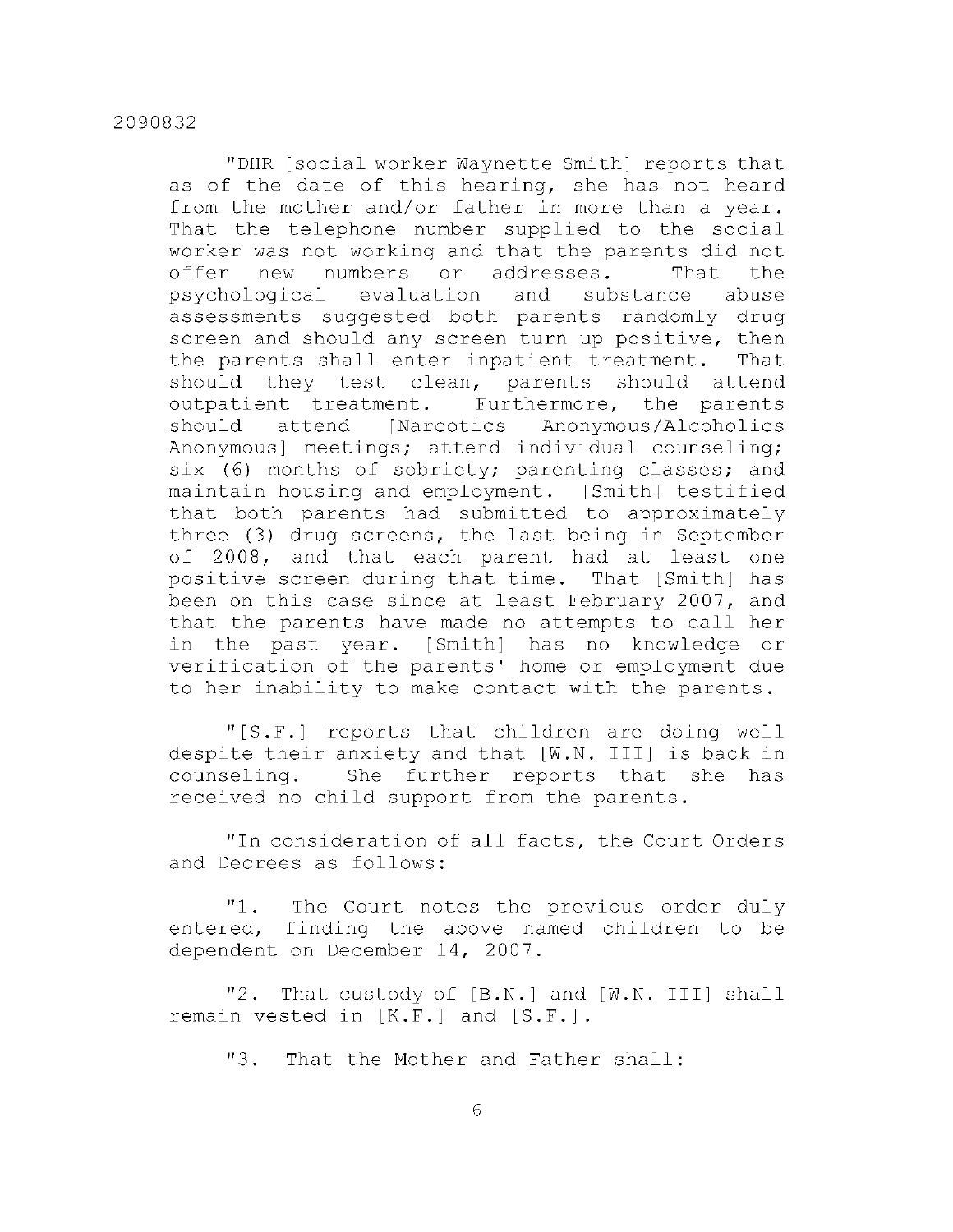"DHR [social worker Waynette Smith] reports that as of the date of this hearing, she has not heard from the mother and/or father in more than a year. That the telephone number supplied to the social worker was not working and that the parents did not offer new numbers or addresses. That the psychological evaluation and substance abuse assessments suggested both parents randomly drug screen and should any screen turn up positive, then the parents shall enter inpatient treatment. That should they test clean, parents should attend outpatient treatment. Furthermore, the parents should attend [Narcotics Anonymous/Alcoholics Anonymous] meetings; attend individual counseling; six (6) months of sobriety; parenting classes; and maintain housing and employment. [Smith] testified that both parents had submitted to approximately three (3) drug screens, the last being in September of 2008, and that each parent had at least one positive screen during that time. That [Smith] has been on this case since at least February 2007, and that the parents have made no attempts to call her in the past year. [Smith] has no knowledge or verification of the parents' home or employment due to her inability to make contact with the parents.

"[S.F.] reports that children are doing well despite their anxiety and that [W.N. III] is back in counseling. She further reports that she has received no child support from the parents.

"In consideration of all facts, the Court Orders and Decrees as follows:

"1. The Court notes the previous order duly entered, finding the above named children to be dependent on December 14, 2007.

"2. That custody of [B.N.] and [W.N. III] shall remain vested in [K.F.] and [S.F.].

"3. That the Mother and Father shall: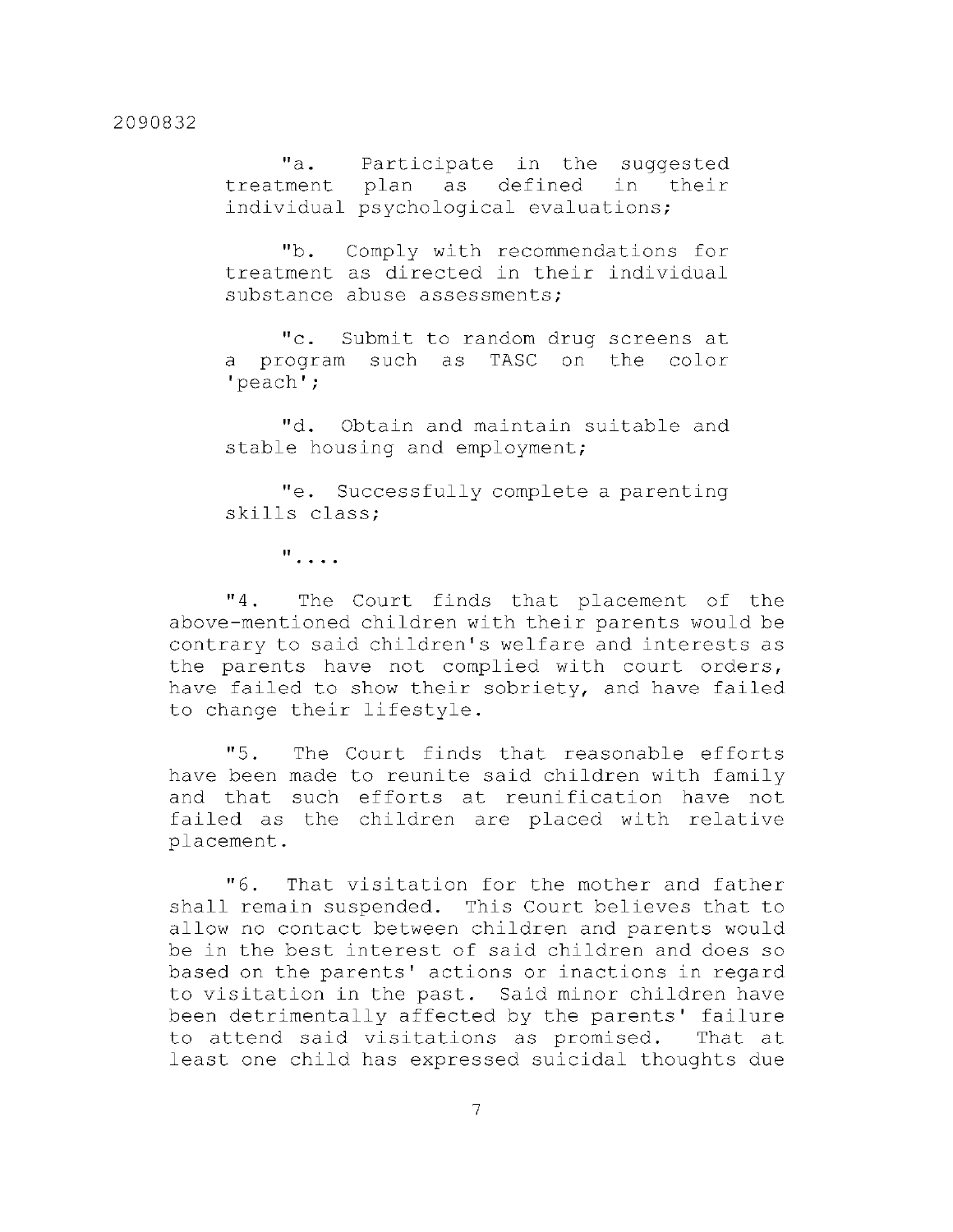"a. Participate in the suggested treatment plan as defined in their individual psychological evaluations;

"b. Comply with recommendations for treatment as directed in their individual substance abuse assessments;

"c. Submit to random drug screens at a program such as TASC on the color 'peach';

"d. Obtain and maintain suitable and stable housing and employment;

"e. Successfully complete a parenting skills class;

"....

"4. The Court finds that placement of the above-mentioned children with their parents would be contrary to said children's welfare and interests as the parents have not complied with court orders, have failed to show their sobriety, and have failed to change their lifestyle.

"5. The Court finds that reasonable efforts have been made to reunite said children with family and that such efforts at reunification have not failed as the children are placed with relative placement.

"6. That visitation for the mother and father shall remain suspended. This Court believes that to allow no contact between children and parents would be in the best interest of said children and does so based on the parents' actions or inactions in regard to visitation in the past. Said minor children have been detrimentally affected by the parents' failure to attend said visitations as promised. That at least one child has expressed suicidal thoughts due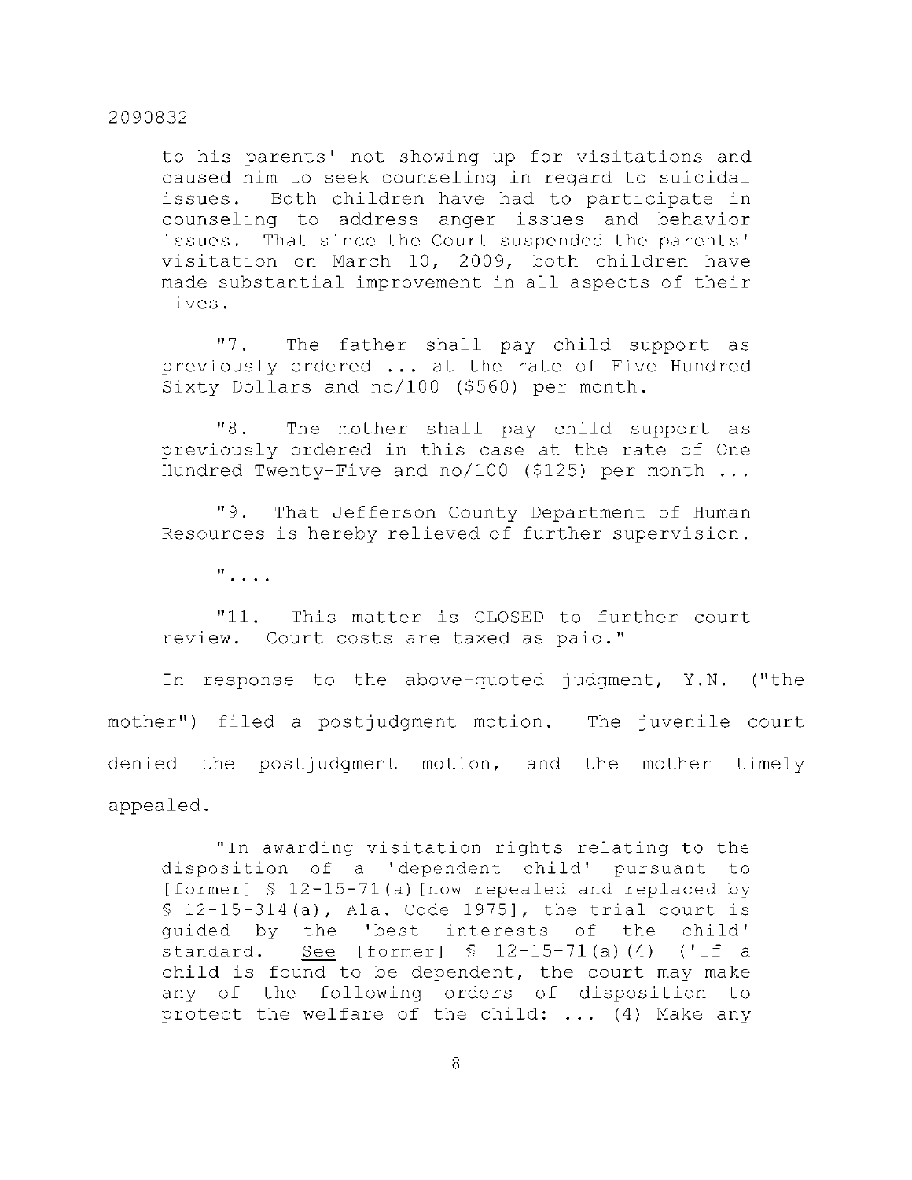> to his parents' not showing up for visitations and caused him to seek counseling in regard to suicidal issues. Both children have had to participate in counseling to address anger issues and behavior issues. That since the Court suspended the parents' visitation on March 10, 2009, both children have made substantial improvement in all aspects of their lives.
>
> "7. The father shall pay child support as previously ordered ... at the rate of Five Hundred Sixty Dollars and no/100 ($560) per month.
>
> "8. The mother shall pay child support as previously ordered in this case at the rate of One Hundred Twenty-Five and no/100 ($125) per month ...
>
> "9. That Jefferson County Department of Human Resources is hereby relieved of further supervision.
>
> "....
>
> "11. This matter is CLOSED to further court review. Court costs are taxed as paid."

In response to the above-quoted judgment, Y.N. ("the mother") filed a postjudgment motion. The juvenile court denied the postjudgment motion, and the mother timely appealed.

> "In awarding visitation rights relating to the disposition of a 'dependent child' pursuant to [former] § 12-15-71(a)[now repealed and replaced by § 12-15-314(a), Ala. Code 1975], the trial court is guided by the 'best interests of the child' standard. <u>See</u> [former] § 12-15-71(a)(4) ('If a child is found to be dependent, the court may make any of the following orders of disposition to protect the welfare of the child: ... (4) Make any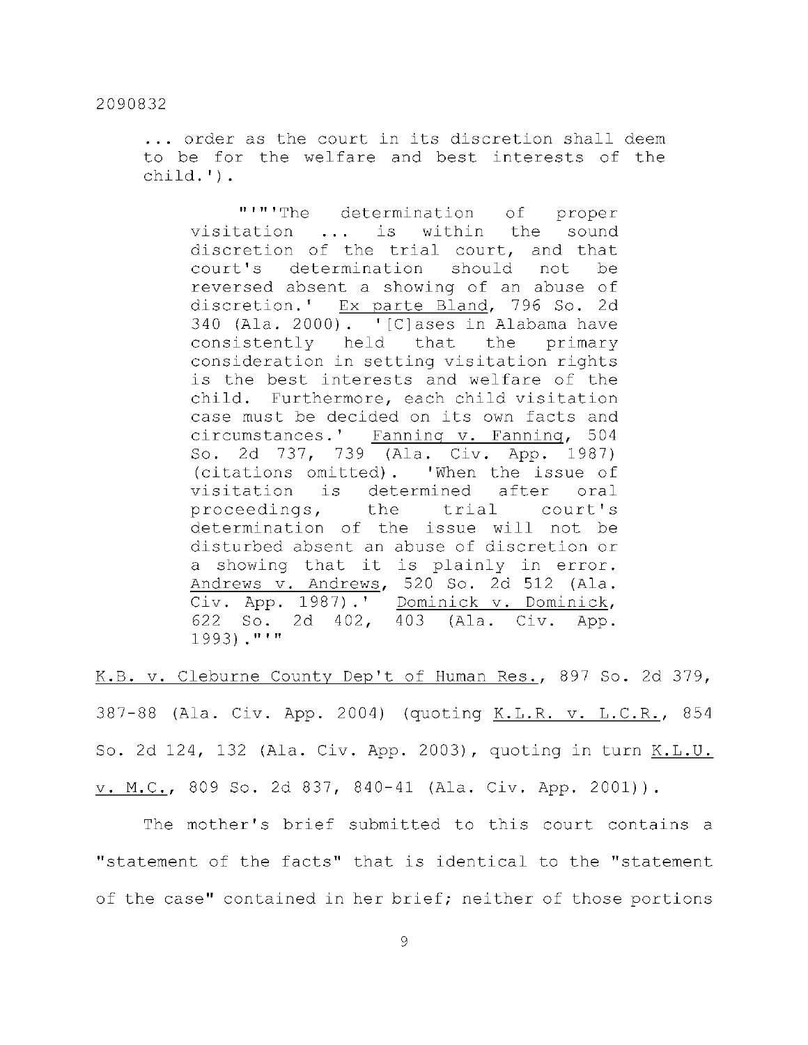... order as the court in its discretion shall deem to be for the welfare and best interests of the child.').

> "'"'The determination of proper visitation ... is within the sound discretion of the trial court, and that court's determination should not be reversed absent a showing of an abuse of discretion.' Ex parte Bland, 796 So. 2d 340 (Ala. 2000). '[C]ases in Alabama have consistently held that the primary consideration in setting visitation rights is the best interests and welfare of the child. Furthermore, each child visitation case must be decided on its own facts and circumstances.' Fanning v. Fanning, 504 So. 2d 737, 739 (Ala. Civ. App. 1987) (citations omitted). 'When the issue of visitation is determined after oral proceedings, the trial court's determination of the issue will not be disturbed absent an abuse of discretion or a showing that it is plainly in error. Andrews v. Andrews, 520 So. 2d 512 (Ala. Civ. App. 1987).' Dominick v. Dominick, 622 So. 2d 402, 403 (Ala. Civ. App. 1993)."'"

K.B. v. Cleburne County Dep't of Human Res., 897 So. 2d 379, 387-88 (Ala. Civ. App. 2004) (quoting K.L.R. v. L.C.R., 854 So. 2d 124, 132 (Ala. Civ. App. 2003), quoting in turn K.L.U. v. M.C., 809 So. 2d 837, 840-41 (Ala. Civ. App. 2001)).

The mother's brief submitted to this court contains a "statement of the facts" that is identical to the "statement of the case" contained in her brief; neither of those portions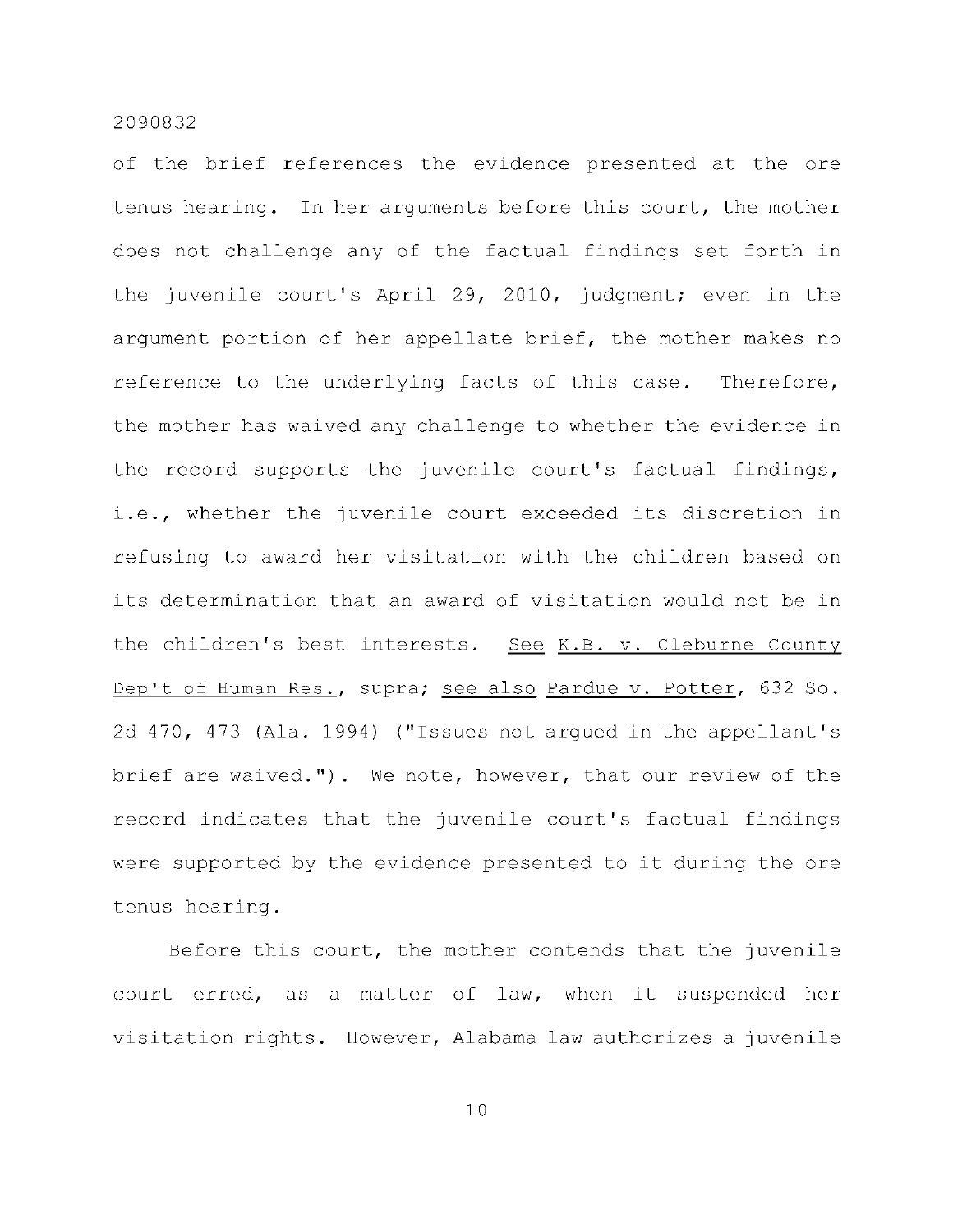of the brief references the evidence presented at the ore tenus hearing. In her arguments before this court, the mother does not challenge any of the factual findings set forth in the juvenile court's April 29, 2010, judgment; even in the argument portion of her appellate brief, the mother makes no reference to the underlying facts of this case. Therefore, the mother has waived any challenge to whether the evidence in the record supports the juvenile court's factual findings, i.e., whether the juvenile court exceeded its discretion in refusing to award her visitation with the children based on its determination that an award of visitation would not be in the children's best interests. <u>See</u> <u>K.B. v. Cleburne County Dep't of Human Res.</u>, supra; <u>see also</u> <u>Pardue v. Potter</u>, 632 So. 2d 470, 473 (Ala. 1994) ("Issues not argued in the appellant's brief are waived."). We note, however, that our review of the record indicates that the juvenile court's factual findings were supported by the evidence presented to it during the ore tenus hearing.

Before this court, the mother contends that the juvenile court erred, as a matter of law, when it suspended her visitation rights. However, Alabama law authorizes a juvenile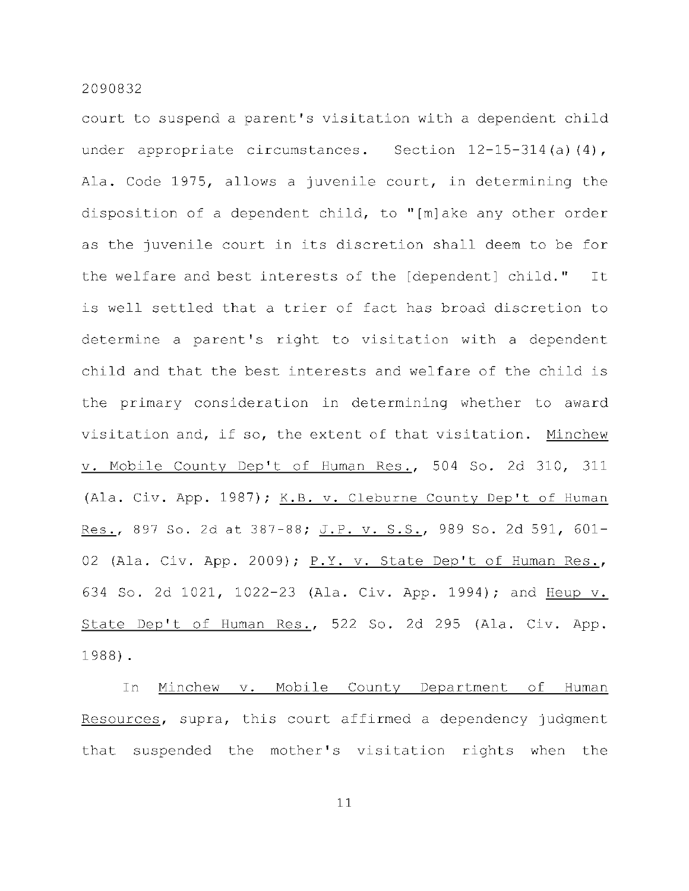court to suspend a parent's visitation with a dependent child under appropriate circumstances. Section 12-15-314(a)(4), Ala. Code 1975, allows a juvenile court, in determining the disposition of a dependent child, to "[m]ake any other order as the juvenile court in its discretion shall deem to be for the welfare and best interests of the [dependent] child." It is well settled that a trier of fact has broad discretion to determine a parent's right to visitation with a dependent child and that the best interests and welfare of the child is the primary consideration in determining whether to award visitation and, if so, the extent of that visitation. Minchew v. Mobile County Dep't of Human Res., 504 So. 2d 310, 311 (Ala. Civ. App. 1987); K.B. v. Cleburne County Dep't of Human Res., 897 So. 2d at 387-88; J.P. v. S.S., 989 So. 2d 591, 601-02 (Ala. Civ. App. 2009); P.Y. v. State Dep't of Human Res., 634 So. 2d 1021, 1022-23 (Ala. Civ. App. 1994); and Heup v. State Dep't of Human Res., 522 So. 2d 295 (Ala. Civ. App. 1988).

In Minchew v. Mobile County Department of Human Resources, supra, this court affirmed a dependency judgment that suspended the mother's visitation rights when the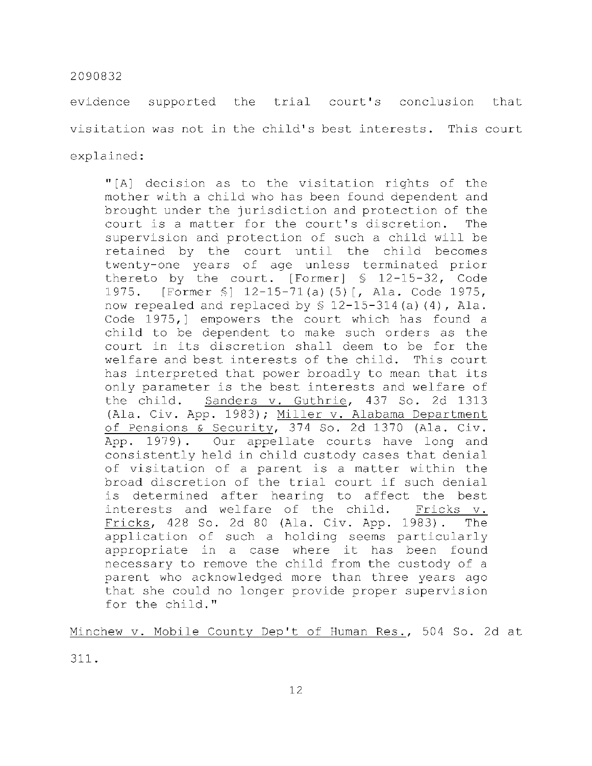evidence supported the trial court's conclusion that visitation was not in the child's best interests. This court explained:

> "[A] decision as to the visitation rights of the mother with a child who has been found dependent and brought under the jurisdiction and protection of the court is a matter for the court's discretion. The supervision and protection of such a child will be retained by the court until the child becomes twenty-one years of age unless terminated prior thereto by the court. [Former] § 12-15-32, Code 1975. [Former §] 12-15-71(a)(5)[, Ala. Code 1975, now repealed and replaced by § 12-15-314(a)(4), Ala. Code 1975,] empowers the court which has found a child to be dependent to make such orders as the court in its discretion shall deem to be for the welfare and best interests of the child. This court has interpreted that power broadly to mean that its only parameter is the best interests and welfare of the child. Sanders v. Guthrie, 437 So. 2d 1313 (Ala. Civ. App. 1983); Miller v. Alabama Department of Pensions & Security, 374 So. 2d 1370 (Ala. Civ. App. 1979). Our appellate courts have long and consistently held in child custody cases that denial of visitation of a parent is a matter within the broad discretion of the trial court if such denial is determined after hearing to affect the best interests and welfare of the child. Fricks v. Fricks, 428 So. 2d 80 (Ala. Civ. App. 1983). The application of such a holding seems particularly appropriate in a case where it has been found necessary to remove the child from the custody of a parent who acknowledged more than three years ago that she could no longer provide proper supervision for the child."

Minchew v. Mobile County Dep't of Human Res., 504 So. 2d at 311.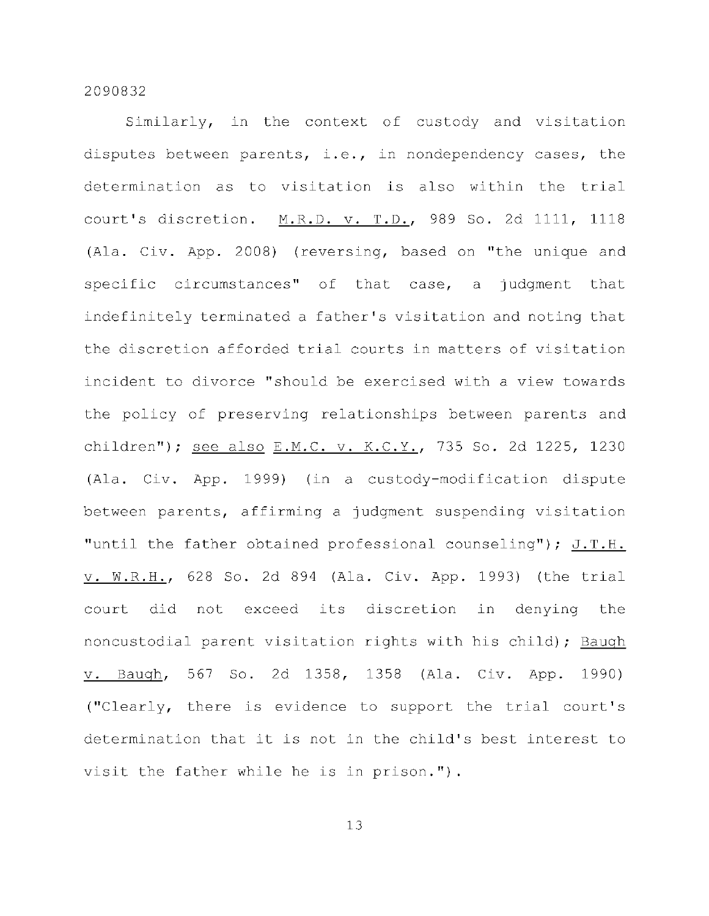Similarly, in the context of custody and visitation disputes between parents, i.e., in nondependency cases, the determination as to visitation is also within the trial court's discretion. M.R.D. v. T.D., 989 So. 2d 1111, 1118 (Ala. Civ. App. 2008) (reversing, based on "the unique and specific circumstances" of that case, a judgment that indefinitely terminated a father's visitation and noting that the discretion afforded trial courts in matters of visitation incident to divorce "should be exercised with a view towards the policy of preserving relationships between parents and children"); see also E.M.C. v. K.C.Y., 735 So. 2d 1225, 1230 (Ala. Civ. App. 1999) (in a custody-modification dispute between parents, affirming a judgment suspending visitation "until the father obtained professional counseling"); J.T.H. v. W.R.H., 628 So. 2d 894 (Ala. Civ. App. 1993) (the trial court did not exceed its discretion in denying the noncustodial parent visitation rights with his child); Baugh v. Baugh, 567 So. 2d 1358, 1358 (Ala. Civ. App. 1990) ("Clearly, there is evidence to support the trial court's determination that it is not in the child's best interest to visit the father while he is in prison.").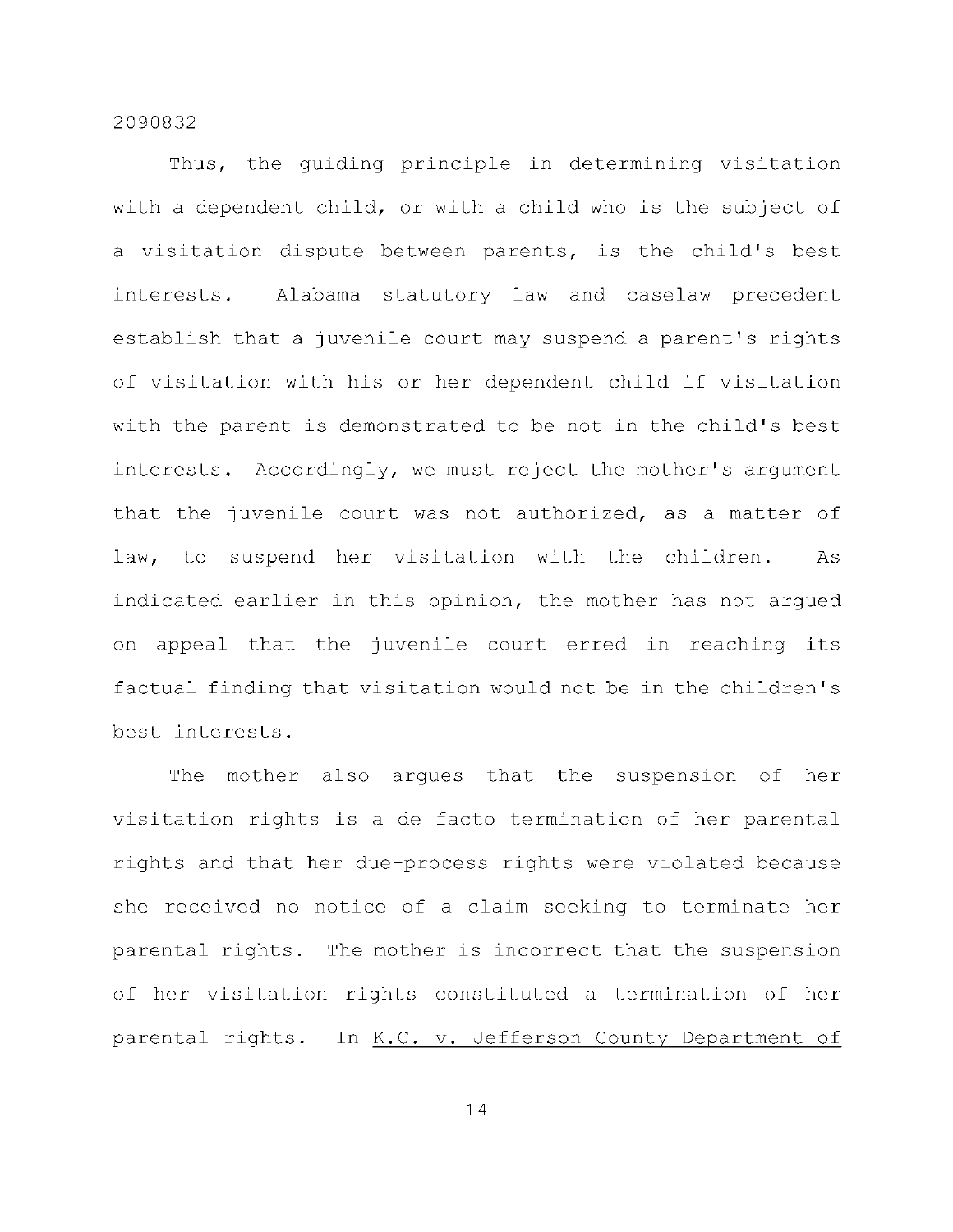Thus, the guiding principle in determining visitation with a dependent child, or with a child who is the subject of a visitation dispute between parents, is the child's best interests. Alabama statutory law and caselaw precedent establish that a juvenile court may suspend a parent's rights of visitation with his or her dependent child if visitation with the parent is demonstrated to be not in the child's best interests. Accordingly, we must reject the mother's argument that the juvenile court was not authorized, as a matter of law, to suspend her visitation with the children. As indicated earlier in this opinion, the mother has not argued on appeal that the juvenile court erred in reaching its factual finding that visitation would not be in the children's best interests.

The mother also argues that the suspension of her visitation rights is a de facto termination of her parental rights and that her due-process rights were violated because she received no notice of a claim seeking to terminate her parental rights. The mother is incorrect that the suspension of her visitation rights constituted a termination of her parental rights. In <u>K.C. v. Jefferson County Department of</u>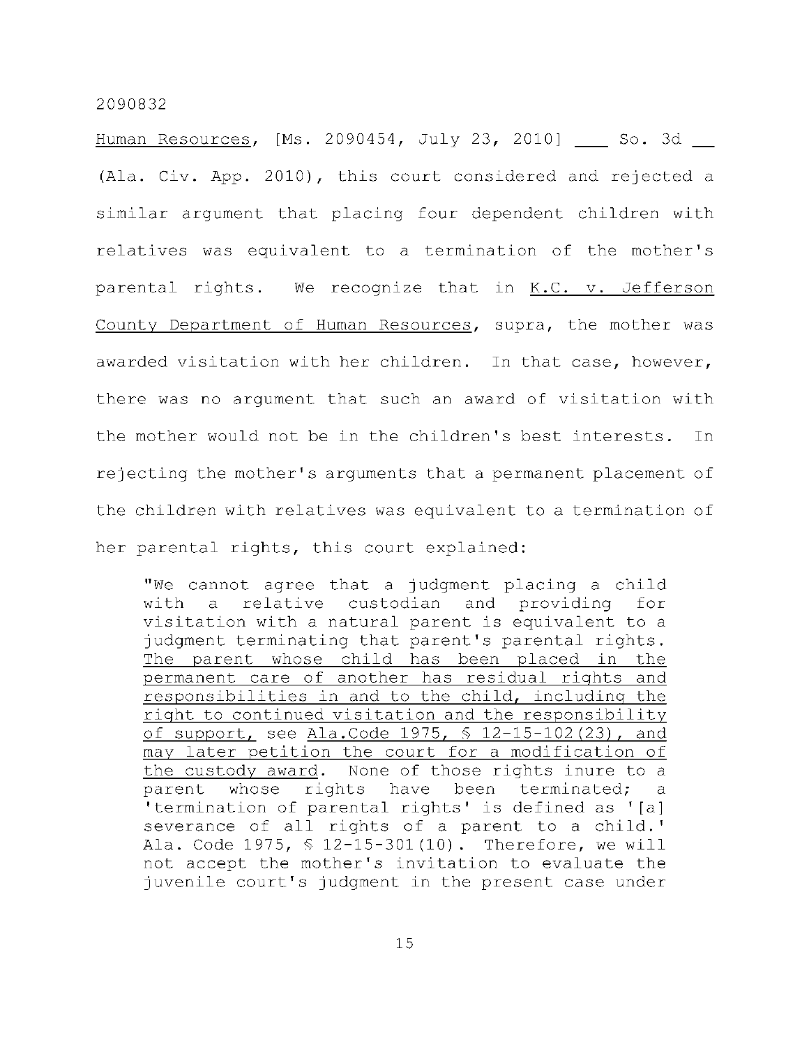Human Resources, [Ms. 2090454, July 23, 2010] ___ So. 3d __ (Ala. Civ. App. 2010), this court considered and rejected a similar argument that placing four dependent children with relatives was equivalent to a termination of the mother's parental rights. We recognize that in K.C. v. Jefferson County Department of Human Resources, supra, the mother was awarded visitation with her children. In that case, however, there was no argument that such an award of visitation with the mother would not be in the children's best interests. In rejecting the mother's arguments that a permanent placement of the children with relatives was equivalent to a termination of her parental rights, this court explained:

> "We cannot agree that a judgment placing a child with a relative custodian and providing for visitation with a natural parent is equivalent to a judgment terminating that parent's parental rights. The parent whose child has been placed in the permanent care of another has residual rights and responsibilities in and to the child, including the right to continued visitation and the responsibility of support, see Ala.Code 1975, § 12-15-102(23), and may later petition the court for a modification of the custody award. None of those rights inure to a parent whose rights have been terminated; a 'termination of parental rights' is defined as '[a] severance of all rights of a parent to a child.' Ala. Code 1975, § 12-15-301(10). Therefore, we will not accept the mother's invitation to evaluate the juvenile court's judgment in the present case under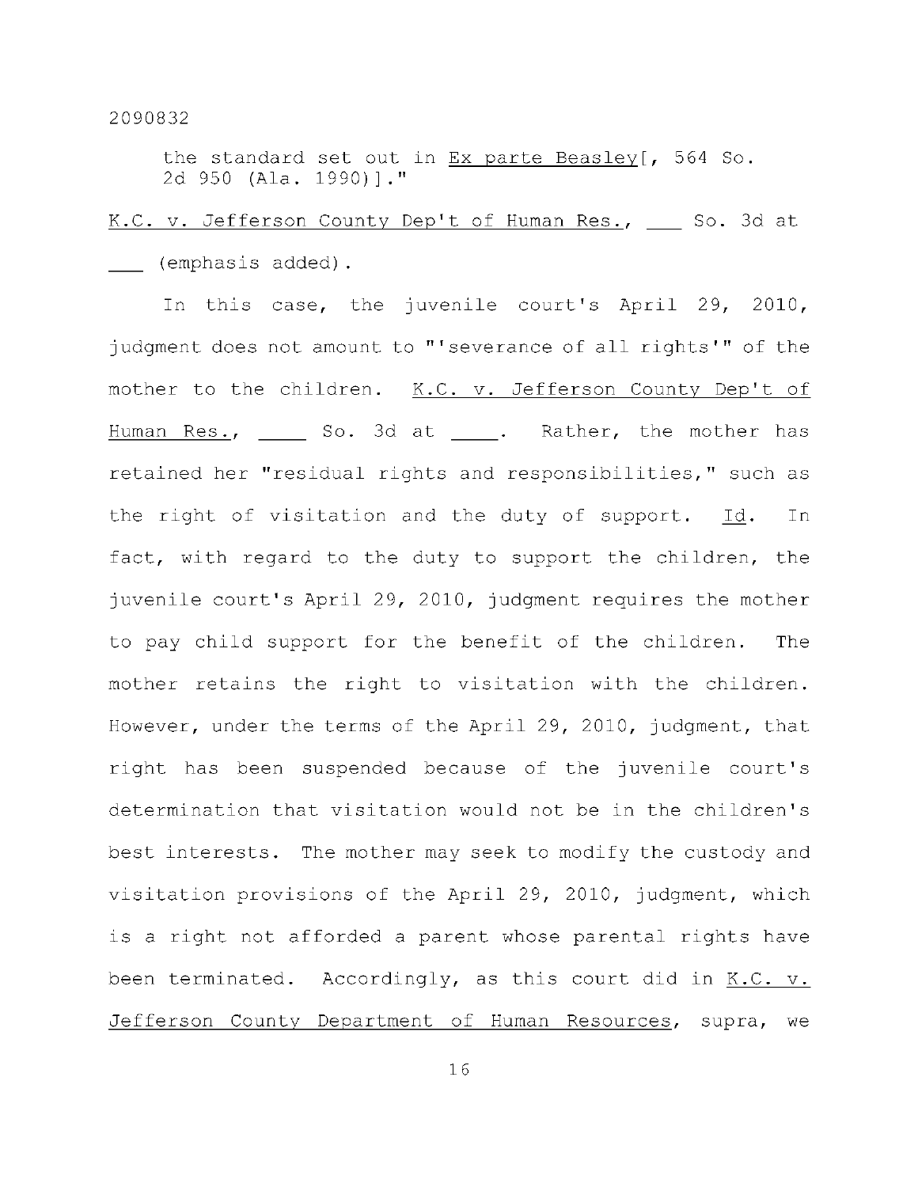the standard set out in Ex parte Beasley[, 564 So. 2d 950 (Ala. 1990)]."

K.C. v. Jefferson County Dep't of Human Res., ___ So. 3d at ___ (emphasis added).

In this case, the juvenile court's April 29, 2010, judgment does not amount to "'severance of all rights'" of the mother to the children. K.C. v. Jefferson County Dep't of Human Res., ____ So. 3d at ____. Rather, the mother has retained her "residual rights and responsibilities," such as the right of visitation and the duty of support. Id. In fact, with regard to the duty to support the children, the juvenile court's April 29, 2010, judgment requires the mother to pay child support for the benefit of the children. The mother retains the right to visitation with the children. However, under the terms of the April 29, 2010, judgment, that right has been suspended because of the juvenile court's determination that visitation would not be in the children's best interests. The mother may seek to modify the custody and visitation provisions of the April 29, 2010, judgment, which is a right not afforded a parent whose parental rights have been terminated. Accordingly, as this court did in K.C. v. Jefferson County Department of Human Resources, supra, we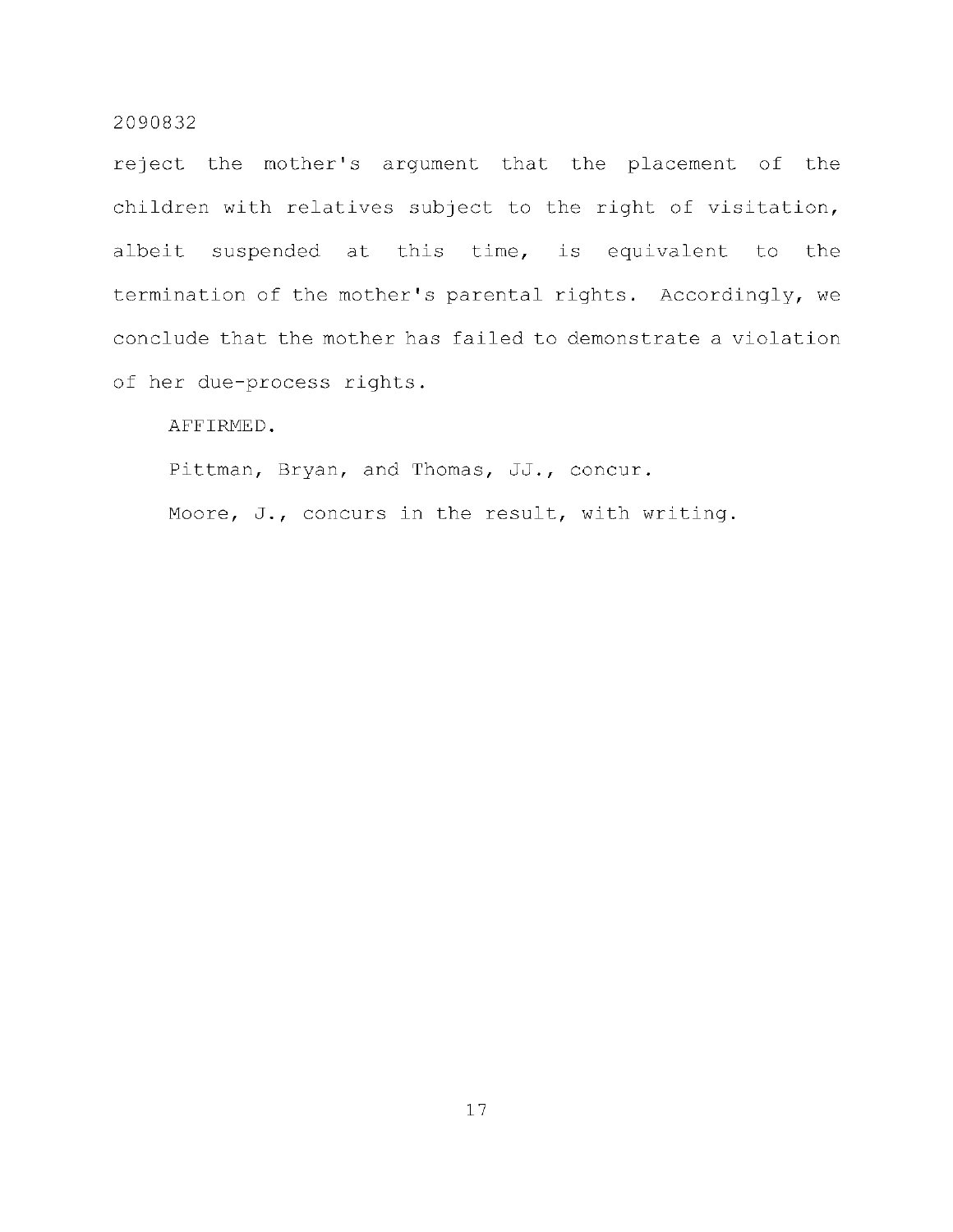reject the mother's argument that the placement of the children with relatives subject to the right of visitation, albeit suspended at this time, is equivalent to the termination of the mother's parental rights. Accordingly, we conclude that the mother has failed to demonstrate a violation of her due-process rights.

AFFIRMED.

Pittman, Bryan, and Thomas, JJ., concur.

Moore, J., concurs in the result, with writing.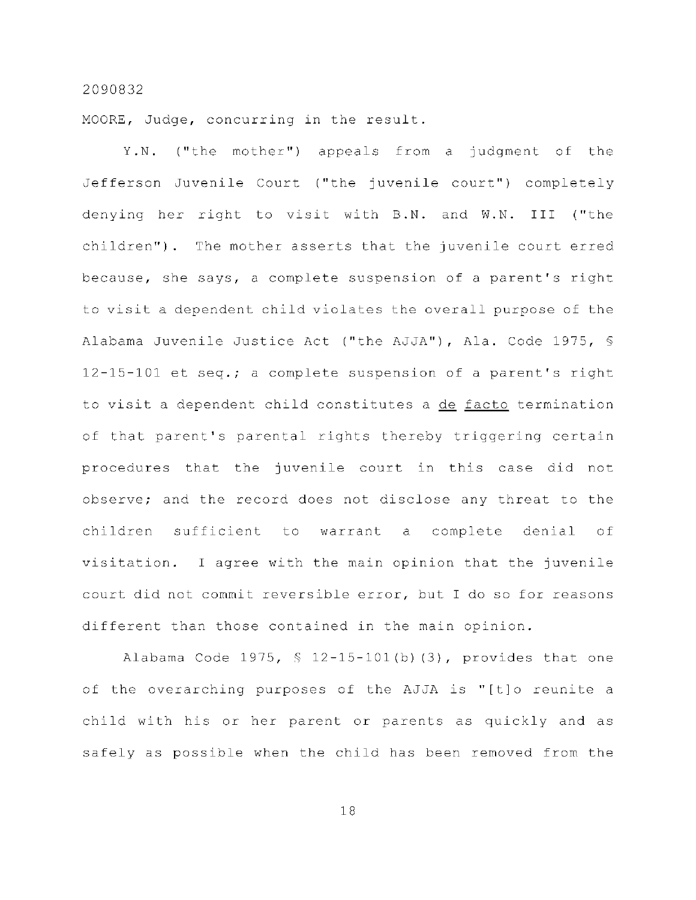2090832

MOORE, Judge, concurring in the result.

Y.N. ("the mother") appeals from a judgment of the Jefferson Juvenile Court ("the juvenile court") completely denying her right to visit with B.N. and W.N. III ("the children"). The mother asserts that the juvenile court erred because, she says, a complete suspension of a parent's right to visit a dependent child violates the overall purpose of the Alabama Juvenile Justice Act ("the AJJA"), Ala. Code 1975, § 12-15-101 et seq.; a complete suspension of a parent's right to visit a dependent child constitutes a de facto termination of that parent's parental rights thereby triggering certain procedures that the juvenile court in this case did not observe; and the record does not disclose any threat to the children sufficient to warrant a complete denial of visitation. I agree with the main opinion that the juvenile court did not commit reversible error, but I do so for reasons different than those contained in the main opinion.

Alabama Code 1975, § 12-15-101(b)(3), provides that one of the overarching purposes of the AJJA is "[t]o reunite a child with his or her parent or parents as quickly and as safely as possible when the child has been removed from the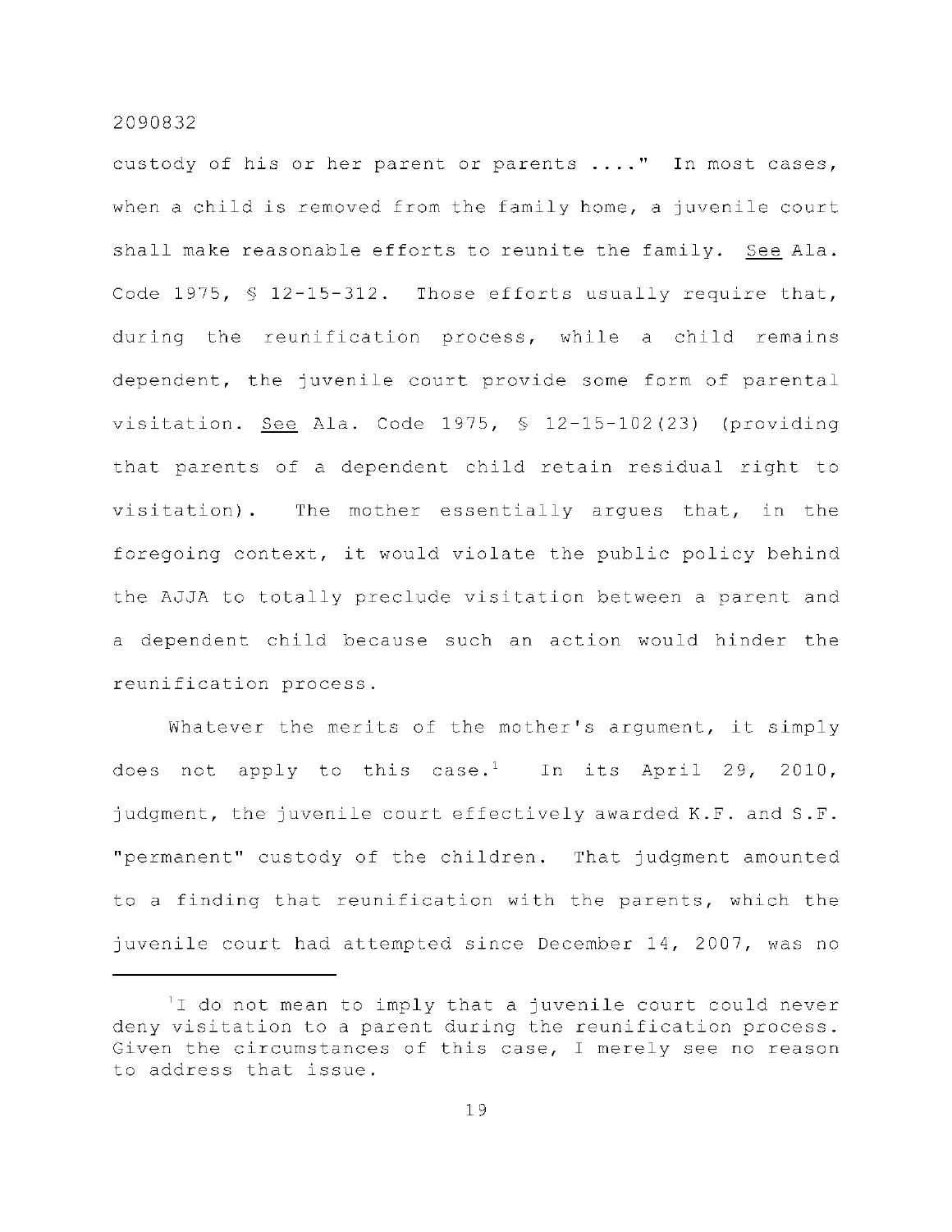custody of his or her parent or parents ...." In most cases, when a child is removed from the family home, a juvenile court shall make reasonable efforts to reunite the family. See Ala. Code 1975, § 12-15-312. Those efforts usually require that, during the reunification process, while a child remains dependent, the juvenile court provide some form of parental visitation. See Ala. Code 1975, § 12-15-102(23) (providing that parents of a dependent child retain residual right to visitation). The mother essentially argues that, in the foregoing context, it would violate the public policy behind the AJJA to totally preclude visitation between a parent and a dependent child because such an action would hinder the reunification process.

Whatever the merits of the mother's argument, it simply does not apply to this case.[1] In its April 29, 2010, judgment, the juvenile court effectively awarded K.F. and S.F. "permanent" custody of the children. That judgment amounted to a finding that reunification with the parents, which the juvenile court had attempted since December 14, 2007, was no

---

[1] I do not mean to imply that a juvenile court could never deny visitation to a parent during the reunification process. Given the circumstances of this case, I merely see no reason to address that issue.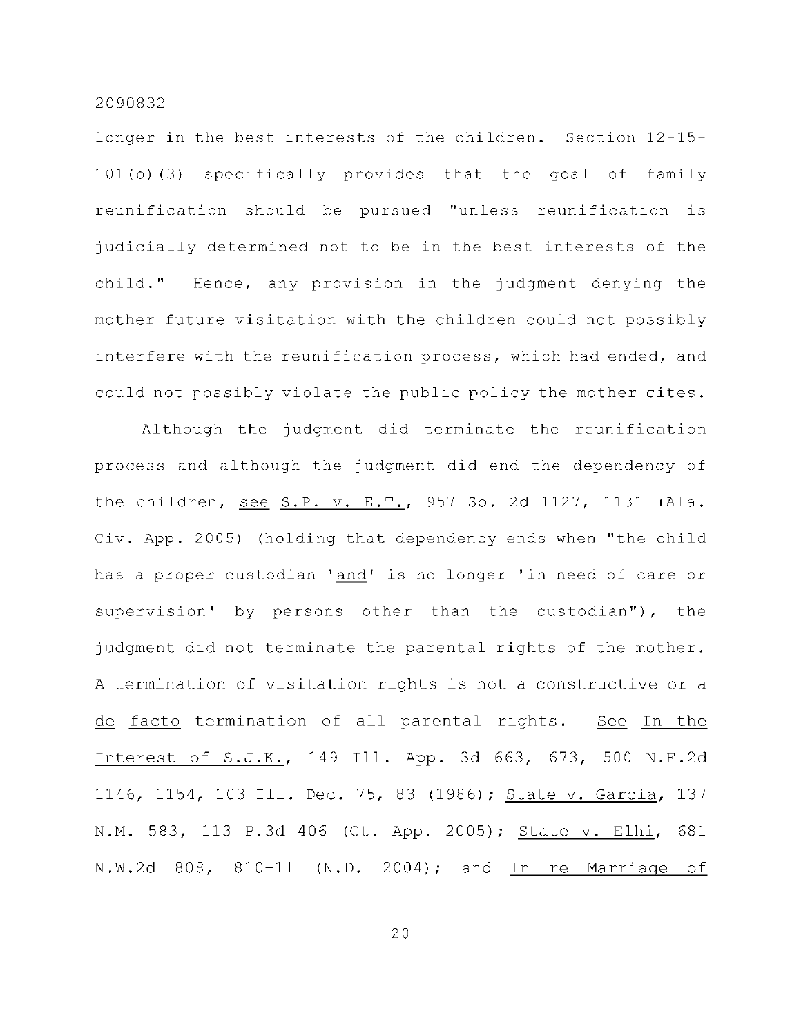longer in the best interests of the children. Section 12-15-101(b)(3) specifically provides that the goal of family reunification should be pursued "unless reunification is judicially determined not to be in the best interests of the child." Hence, any provision in the judgment denying the mother future visitation with the children could not possibly interfere with the reunification process, which had ended, and could not possibly violate the public policy the mother cites.

Although the judgment did terminate the reunification process and although the judgment did end the dependency of the children, see S.P. v. E.T., 957 So. 2d 1127, 1131 (Ala. Civ. App. 2005) (holding that dependency ends when "the child has a proper custodian 'and' is no longer 'in need of care or supervision' by persons other than the custodian"), the judgment did not terminate the parental rights of the mother. A termination of visitation rights is not a constructive or a de facto termination of all parental rights. See In the Interest of S.J.K., 149 Ill. App. 3d 663, 673, 500 N.E.2d 1146, 1154, 103 Ill. Dec. 75, 83 (1986); State v. Garcia, 137 N.M. 583, 113 P.3d 406 (Ct. App. 2005); State v. Elhi, 681 N.W.2d 808, 810-11 (N.D. 2004); and In re Marriage of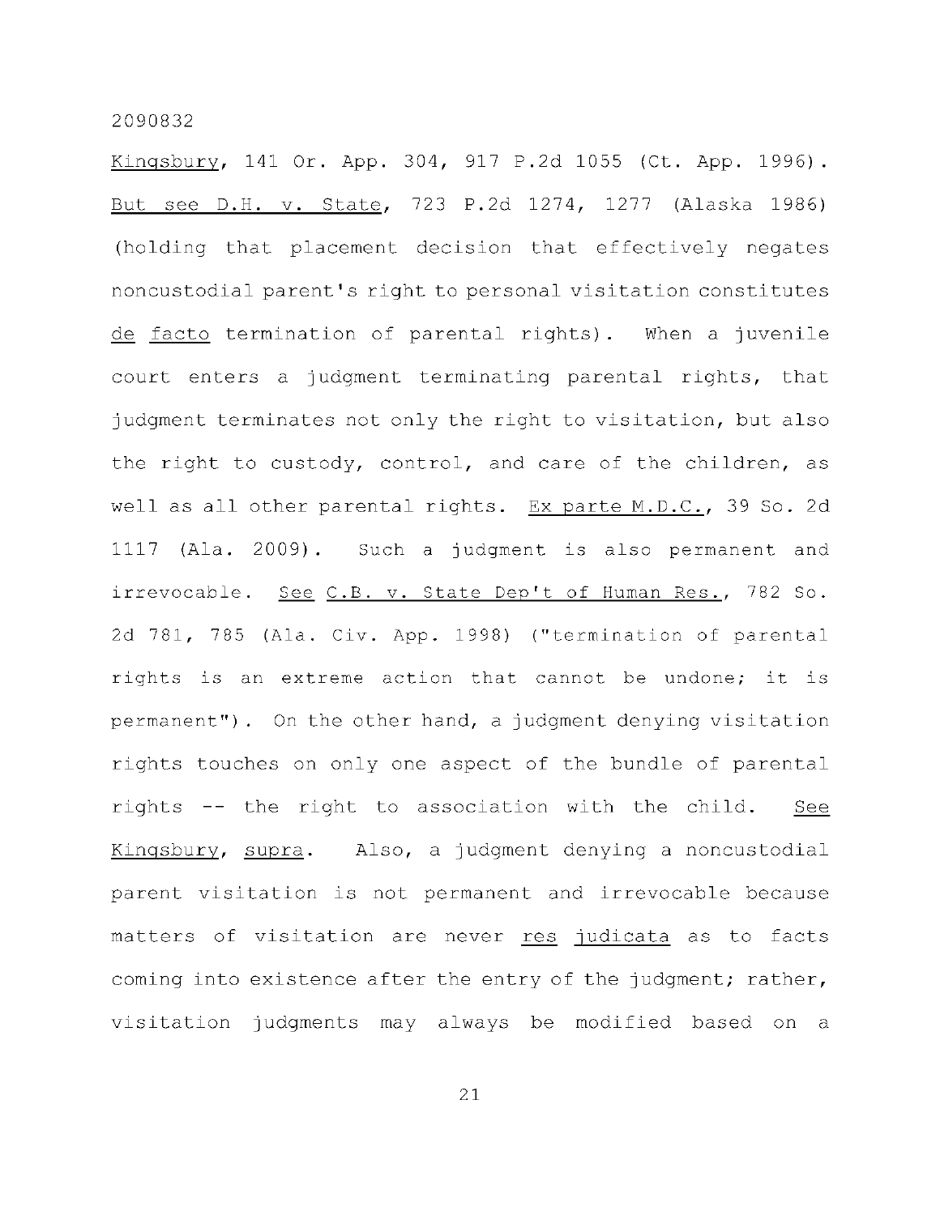Kingsbury, 141 Or. App. 304, 917 P.2d 1055 (Ct. App. 1996). But see D.H. v. State, 723 P.2d 1274, 1277 (Alaska 1986) (holding that placement decision that effectively negates noncustodial parent's right to personal visitation constitutes de facto termination of parental rights). When a juvenile court enters a judgment terminating parental rights, that judgment terminates not only the right to visitation, but also the right to custody, control, and care of the children, as well as all other parental rights. Ex parte M.D.C., 39 So. 2d 1117 (Ala. 2009). Such a judgment is also permanent and irrevocable. See C.B. v. State Dep't of Human Res., 782 So. 2d 781, 785 (Ala. Civ. App. 1998) ("termination of parental rights is an extreme action that cannot be undone; it is permanent"). On the other hand, a judgment denying visitation rights touches on only one aspect of the bundle of parental rights -- the right to association with the child. See Kingsbury, supra. Also, a judgment denying a noncustodial parent visitation is not permanent and irrevocable because matters of visitation are never res judicata as to facts coming into existence after the entry of the judgment; rather, visitation judgments may always be modified based on a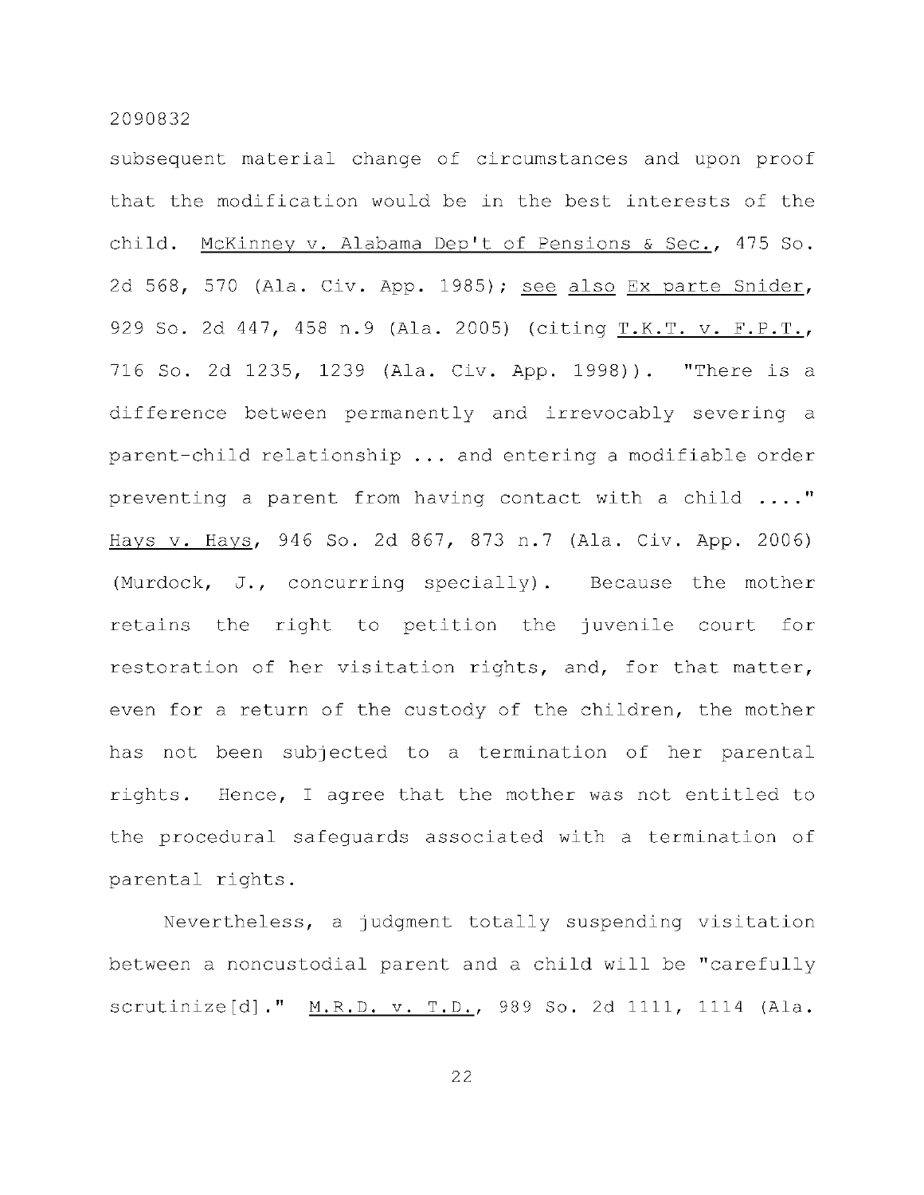subsequent material change of circumstances and upon proof that the modification would be in the best interests of the child. McKinney v. Alabama Dep't of Pensions & Sec., 475 So. 2d 568, 570 (Ala. Civ. App. 1985); see also Ex parte Snider, 929 So. 2d 447, 458 n.9 (Ala. 2005) (citing T.K.T. v. F.P.T., 716 So. 2d 1235, 1239 (Ala. Civ. App. 1998)). "There is a difference between permanently and irrevocably severing a parent-child relationship ... and entering a modifiable order preventing a parent from having contact with a child ...." Hays v. Hays, 946 So. 2d 867, 873 n.7 (Ala. Civ. App. 2006) (Murdock, J., concurring specially). Because the mother retains the right to petition the juvenile court for restoration of her visitation rights, and, for that matter, even for a return of the custody of the children, the mother has not been subjected to a termination of her parental rights. Hence, I agree that the mother was not entitled to the procedural safeguards associated with a termination of parental rights.

Nevertheless, a judgment totally suspending visitation between a noncustodial parent and a child will be "carefully scrutinize[d]." M.R.D. v. T.D., 989 So. 2d 1111, 1114 (Ala.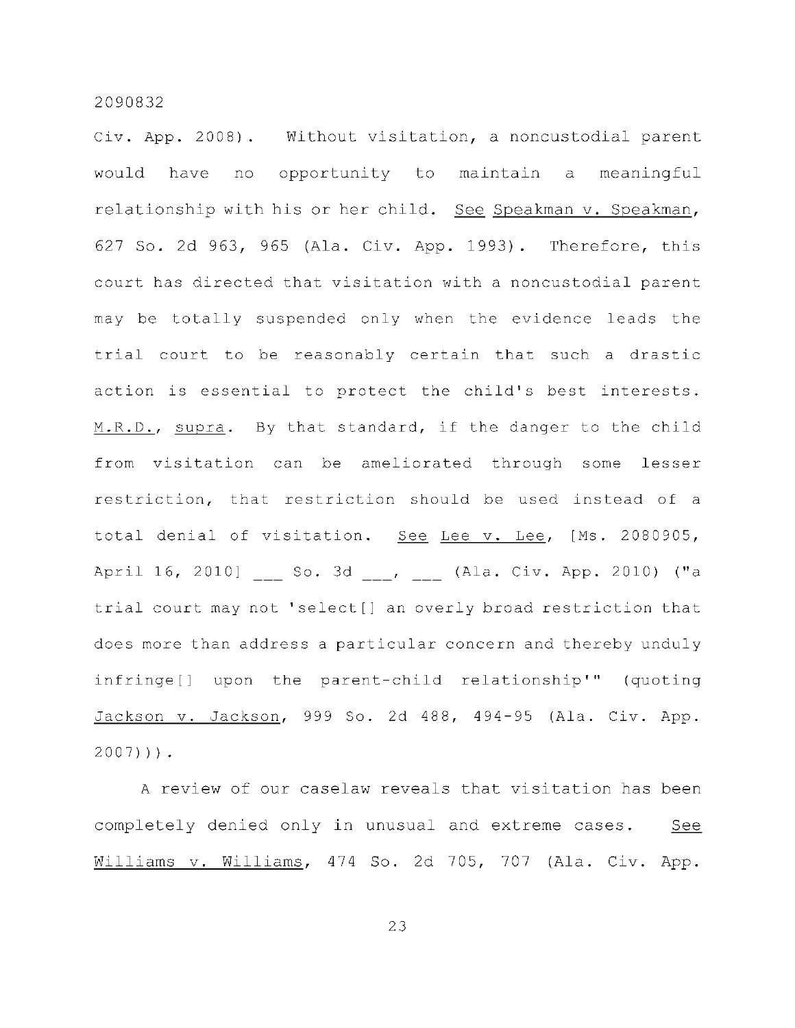Civ. App. 2008). Without visitation, a noncustodial parent would have no opportunity to maintain a meaningful relationship with his or her child. See Speakman v. Speakman, 627 So. 2d 963, 965 (Ala. Civ. App. 1993). Therefore, this court has directed that visitation with a noncustodial parent may be totally suspended only when the evidence leads the trial court to be reasonably certain that such a drastic action is essential to protect the child's best interests. M.R.D., supra. By that standard, if the danger to the child from visitation can be ameliorated through some lesser restriction, that restriction should be used instead of a total denial of visitation. See Lee v. Lee, [Ms. 2080905, April 16, 2010] ___ So. 3d ___, ___ (Ala. Civ. App. 2010) ("a trial court may not 'select[] an overly broad restriction that does more than address a particular concern and thereby unduly infringe[] upon the parent-child relationship'" (quoting Jackson v. Jackson, 999 So. 2d 488, 494-95 (Ala. Civ. App. 2007))).

A review of our caselaw reveals that visitation has been completely denied only in unusual and extreme cases. See Williams v. Williams, 474 So. 2d 705, 707 (Ala. Civ. App.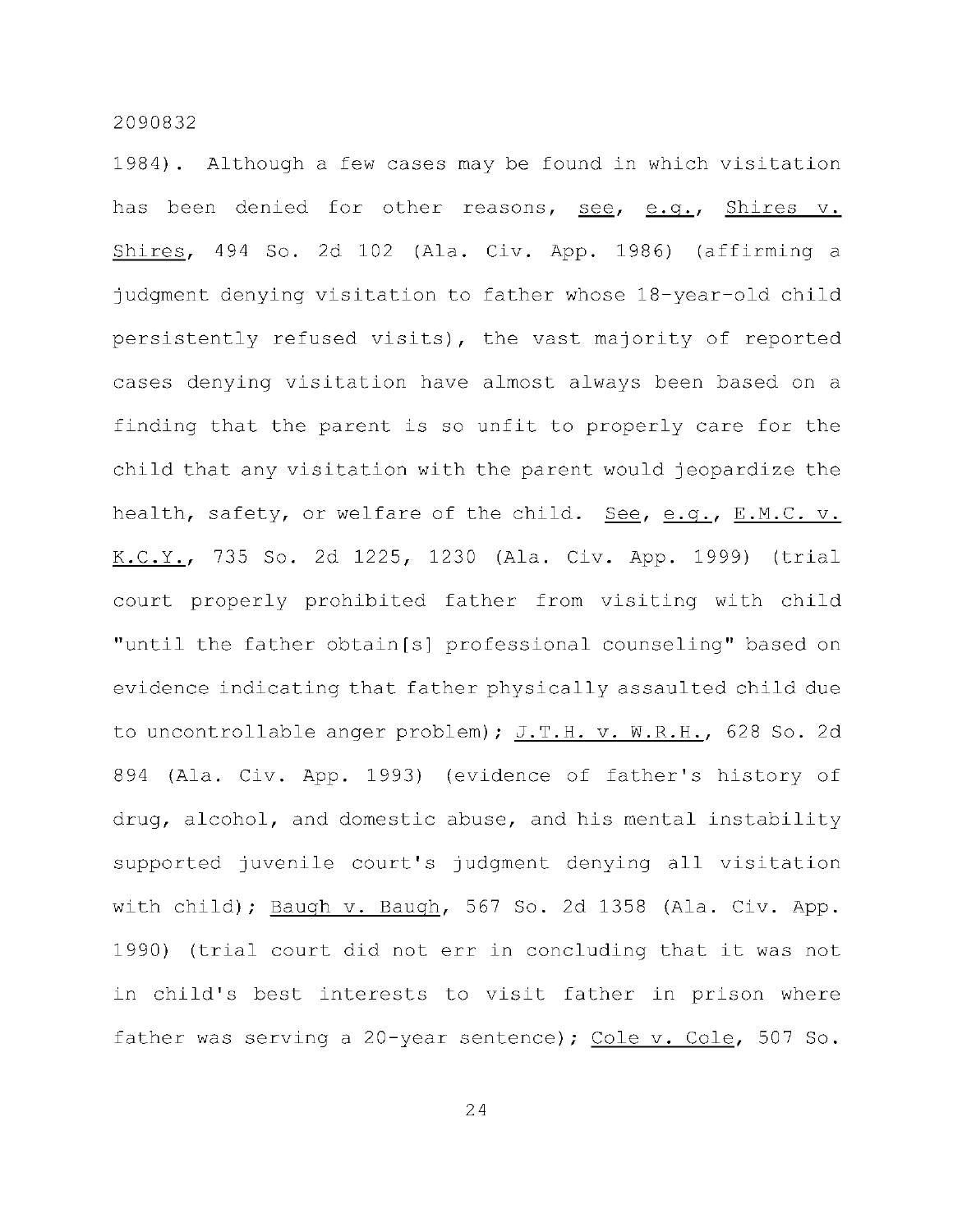1984). Although a few cases may be found in which visitation has been denied for other reasons, see, e.g., Shires v. Shires, 494 So. 2d 102 (Ala. Civ. App. 1986) (affirming a judgment denying visitation to father whose 18-year-old child persistently refused visits), the vast majority of reported cases denying visitation have almost always been based on a finding that the parent is so unfit to properly care for the child that any visitation with the parent would jeopardize the health, safety, or welfare of the child. See, e.g., E.M.C. v. K.C.Y., 735 So. 2d 1225, 1230 (Ala. Civ. App. 1999) (trial court properly prohibited father from visiting with child "until the father obtain[s] professional counseling" based on evidence indicating that father physically assaulted child due to uncontrollable anger problem); J.T.H. v. W.R.H., 628 So. 2d 894 (Ala. Civ. App. 1993) (evidence of father's history of drug, alcohol, and domestic abuse, and his mental instability supported juvenile court's judgment denying all visitation with child); Baugh v. Baugh, 567 So. 2d 1358 (Ala. Civ. App. 1990) (trial court did not err in concluding that it was not in child's best interests to visit father in prison where father was serving a 20-year sentence); Cole v. Cole, 507 So.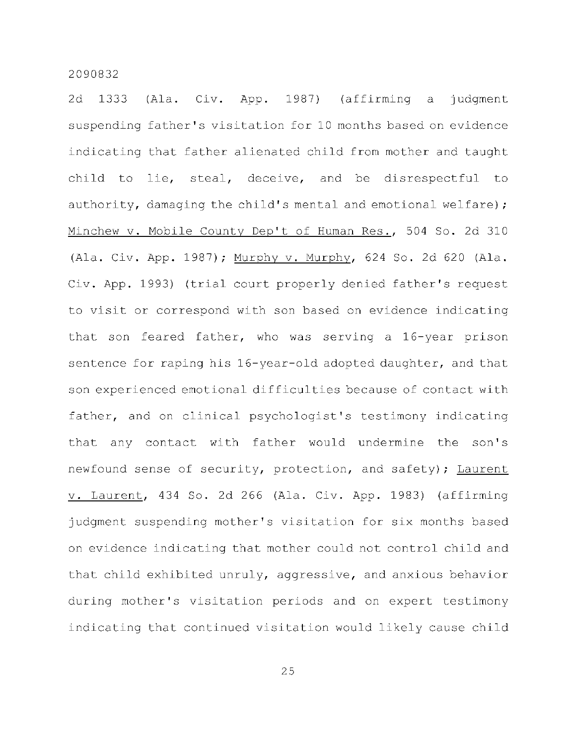2d 1333 (Ala. Civ. App. 1987) (affirming a judgment suspending father's visitation for 10 months based on evidence indicating that father alienated child from mother and taught child to lie, steal, deceive, and be disrespectful to authority, damaging the child's mental and emotional welfare); Minchew v. Mobile County Dep't of Human Res., 504 So. 2d 310 (Ala. Civ. App. 1987); Murphy v. Murphy, 624 So. 2d 620 (Ala. Civ. App. 1993) (trial court properly denied father's request to visit or correspond with son based on evidence indicating that son feared father, who was serving a 16-year prison sentence for raping his 16-year-old adopted daughter, and that son experienced emotional difficulties because of contact with father, and on clinical psychologist's testimony indicating that any contact with father would undermine the son's newfound sense of security, protection, and safety); Laurent v. Laurent, 434 So. 2d 266 (Ala. Civ. App. 1983) (affirming judgment suspending mother's visitation for six months based on evidence indicating that mother could not control child and that child exhibited unruly, aggressive, and anxious behavior during mother's visitation periods and on expert testimony indicating that continued visitation would likely cause child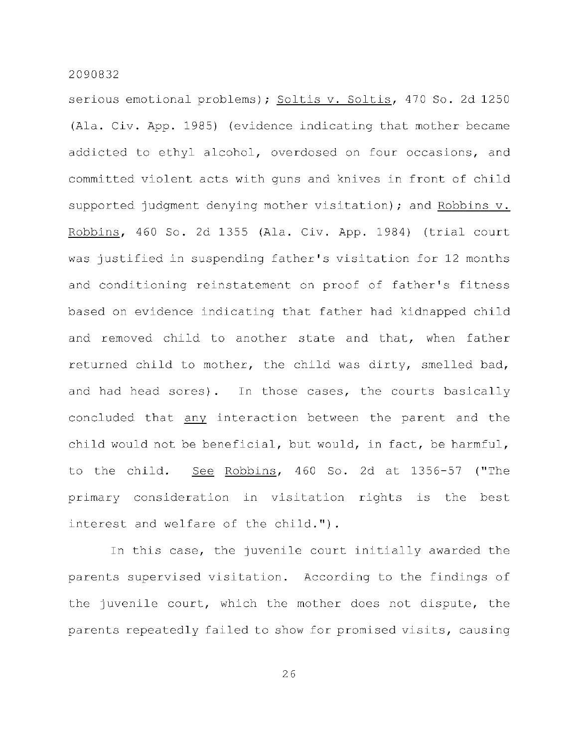serious emotional problems); Soltis v. Soltis, 470 So. 2d 1250 (Ala. Civ. App. 1985) (evidence indicating that mother became addicted to ethyl alcohol, overdosed on four occasions, and committed violent acts with guns and knives in front of child supported judgment denying mother visitation); and Robbins v. Robbins, 460 So. 2d 1355 (Ala. Civ. App. 1984) (trial court was justified in suspending father's visitation for 12 months and conditioning reinstatement on proof of father's fitness based on evidence indicating that father had kidnapped child and removed child to another state and that, when father returned child to mother, the child was dirty, smelled bad, and had head sores). In those cases, the courts basically concluded that any interaction between the parent and the child would not be beneficial, but would, in fact, be harmful, to the child. See Robbins, 460 So. 2d at 1356-57 ("The primary consideration in visitation rights is the best interest and welfare of the child.").

In this case, the juvenile court initially awarded the parents supervised visitation. According to the findings of the juvenile court, which the mother does not dispute, the parents repeatedly failed to show for promised visits, causing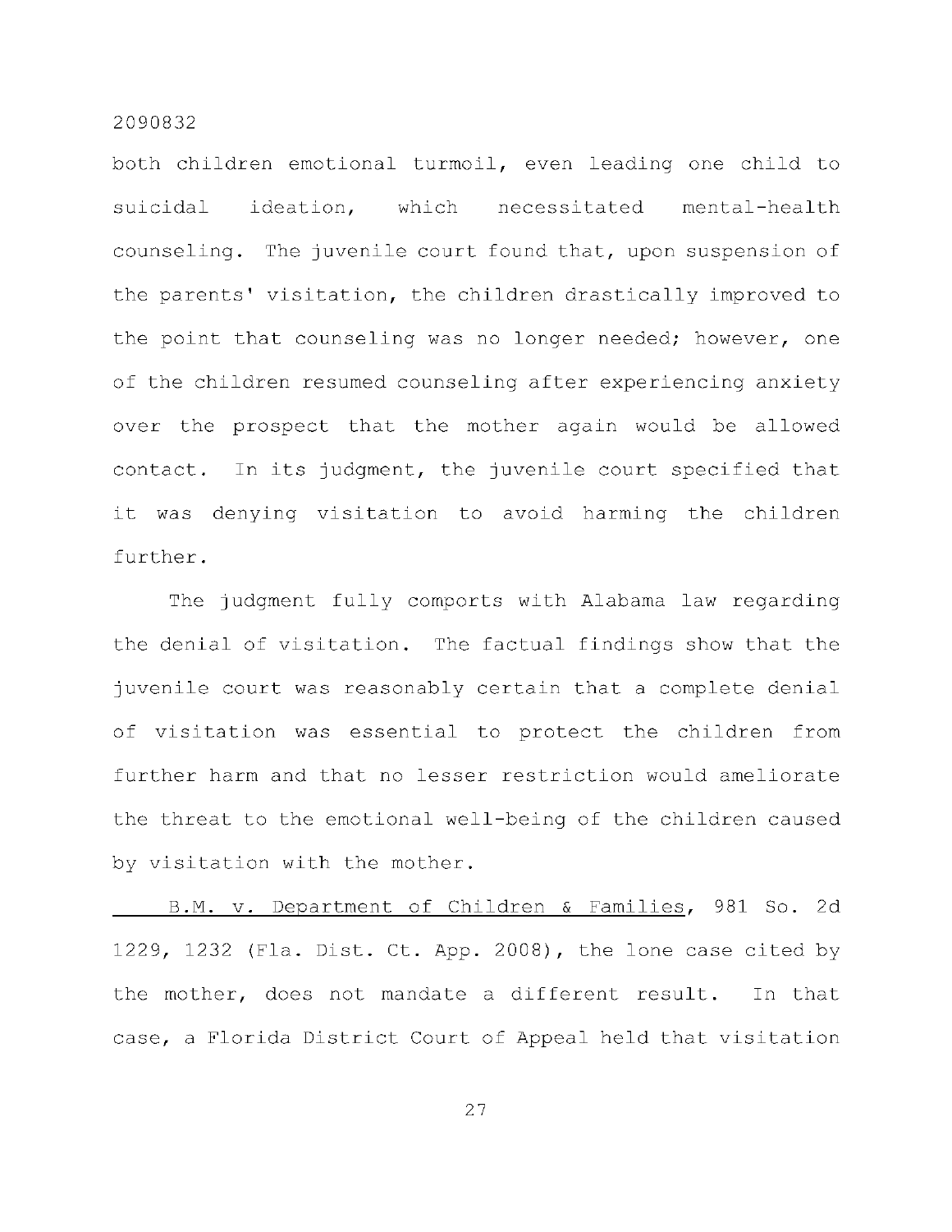both children emotional turmoil, even leading one child to suicidal ideation, which necessitated mental-health counseling. The juvenile court found that, upon suspension of the parents' visitation, the children drastically improved to the point that counseling was no longer needed; however, one of the children resumed counseling after experiencing anxiety over the prospect that the mother again would be allowed contact. In its judgment, the juvenile court specified that it was denying visitation to avoid harming the children further.

The judgment fully comports with Alabama law regarding the denial of visitation. The factual findings show that the juvenile court was reasonably certain that a complete denial of visitation was essential to protect the children from further harm and that no lesser restriction would ameliorate the threat to the emotional well-being of the children caused by visitation with the mother.

B.M. v. Department of Children & Families, 981 So. 2d 1229, 1232 (Fla. Dist. Ct. App. 2008), the lone case cited by the mother, does not mandate a different result. In that case, a Florida District Court of Appeal held that visitation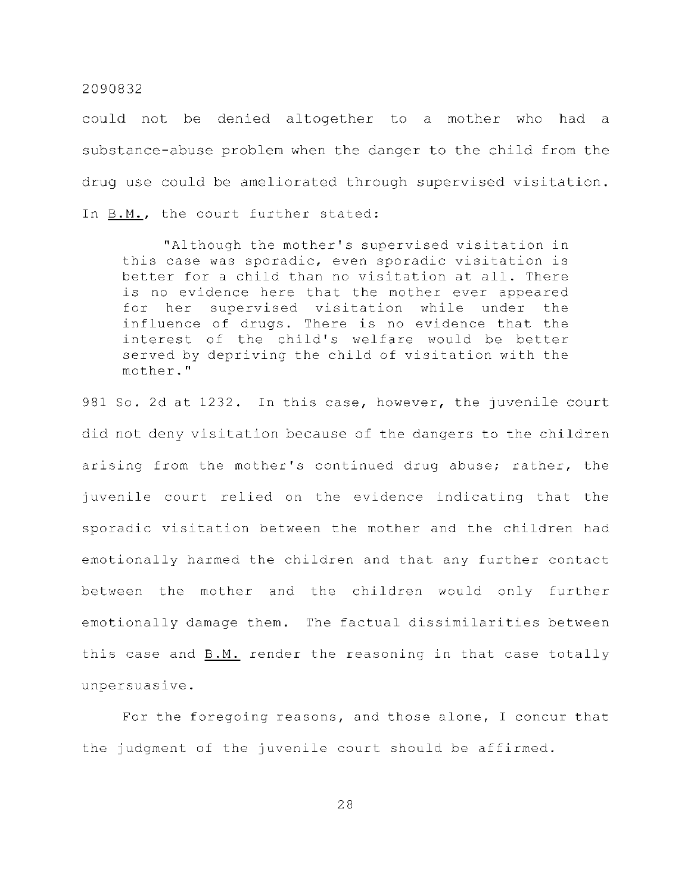could not be denied altogether to a mother who had a substance-abuse problem when the danger to the child from the drug use could be ameliorated through supervised visitation. In B.M., the court further stated:

> "Although the mother's supervised visitation in this case was sporadic, even sporadic visitation is better for a child than no visitation at all. There is no evidence here that the mother ever appeared for her supervised visitation while under the influence of drugs. There is no evidence that the interest of the child's welfare would be better served by depriving the child of visitation with the mother."

981 So. 2d at 1232. In this case, however, the juvenile court did not deny visitation because of the dangers to the children arising from the mother's continued drug abuse; rather, the juvenile court relied on the evidence indicating that the sporadic visitation between the mother and the children had emotionally harmed the children and that any further contact between the mother and the children would only further emotionally damage them. The factual dissimilarities between this case and B.M. render the reasoning in that case totally unpersuasive.

For the foregoing reasons, and those alone, I concur that the judgment of the juvenile court should be affirmed.